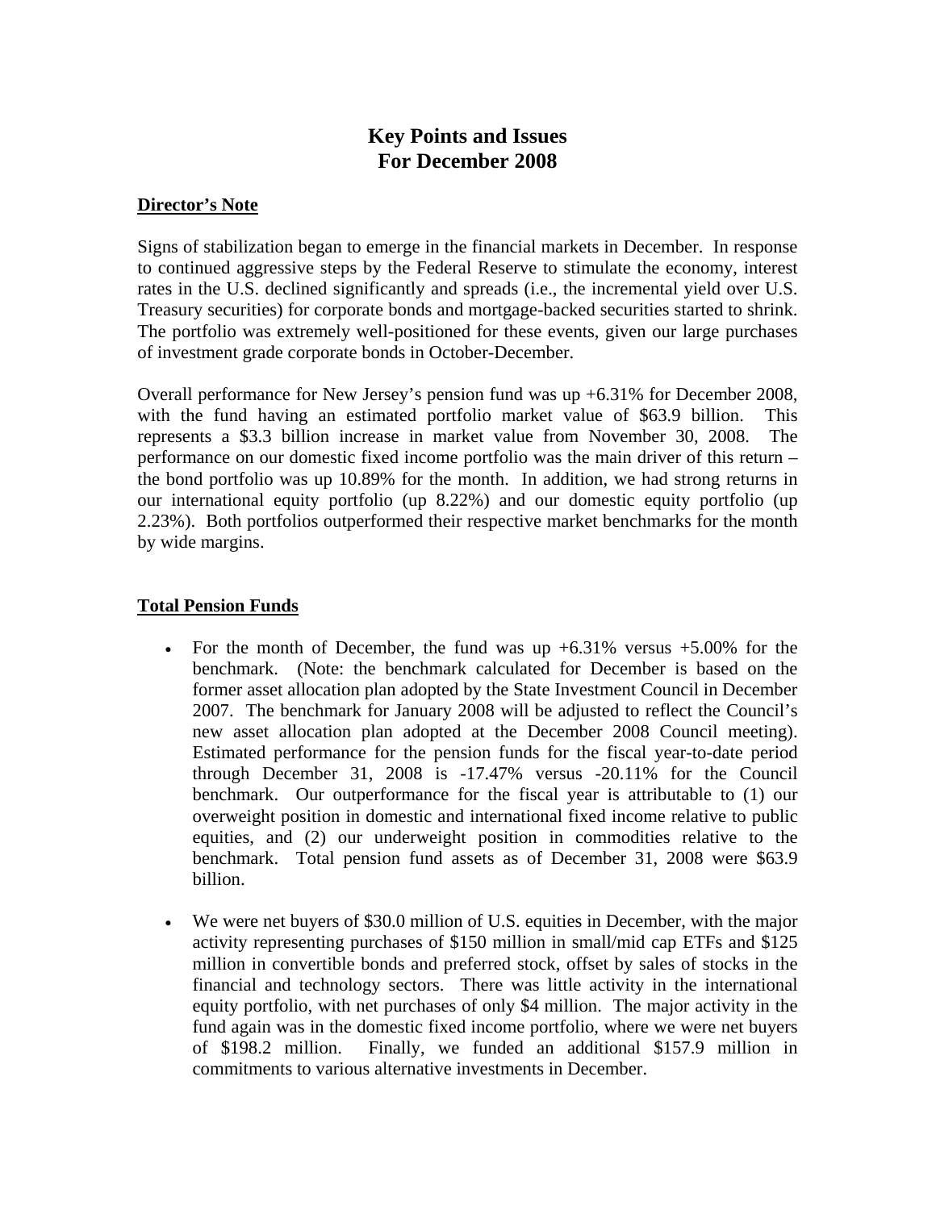# Key Points and Issues
# For December 2008

## Director's Note

Signs of stabilization began to emerge in the financial markets in December. In response to continued aggressive steps by the Federal Reserve to stimulate the economy, interest rates in the U.S. declined significantly and spreads (i.e., the incremental yield over U.S. Treasury securities) for corporate bonds and mortgage-backed securities started to shrink. The portfolio was extremely well-positioned for these events, given our large purchases of investment grade corporate bonds in October-December.

Overall performance for New Jersey's pension fund was up +6.31% for December 2008, with the fund having an estimated portfolio market value of $63.9 billion. This represents a $3.3 billion increase in market value from November 30, 2008. The performance on our domestic fixed income portfolio was the main driver of this return – the bond portfolio was up 10.89% for the month. In addition, we had strong returns in our international equity portfolio (up 8.22%) and our domestic equity portfolio (up 2.23%). Both portfolios outperformed their respective market benchmarks for the month by wide margins.

## Total Pension Funds

- For the month of December, the fund was up +6.31% versus +5.00% for the benchmark. (Note: the benchmark calculated for December is based on the former asset allocation plan adopted by the State Investment Council in December 2007. The benchmark for January 2008 will be adjusted to reflect the Council's new asset allocation plan adopted at the December 2008 Council meeting). Estimated performance for the pension funds for the fiscal year-to-date period through December 31, 2008 is -17.47% versus -20.11% for the Council benchmark. Our outperformance for the fiscal year is attributable to (1) our overweight position in domestic and international fixed income relative to public equities, and (2) our underweight position in commodities relative to the benchmark. Total pension fund assets as of December 31, 2008 were $63.9 billion.

- We were net buyers of $30.0 million of U.S. equities in December, with the major activity representing purchases of $150 million in small/mid cap ETFs and $125 million in convertible bonds and preferred stock, offset by sales of stocks in the financial and technology sectors. There was little activity in the international equity portfolio, with net purchases of only $4 million. The major activity in the fund again was in the domestic fixed income portfolio, where we were net buyers of $198.2 million. Finally, we funded an additional $157.9 million in commitments to various alternative investments in December.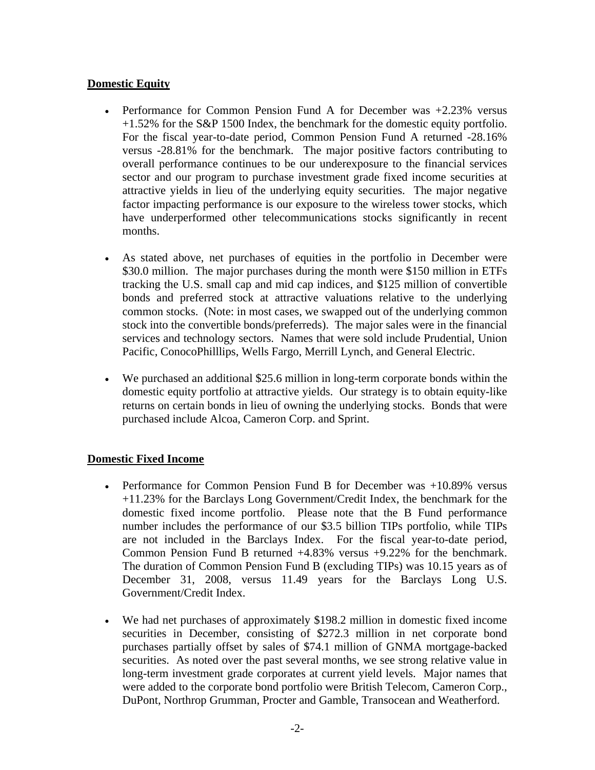## Domestic Equity

- Performance for Common Pension Fund A for December was +2.23% versus +1.52% for the S&P 1500 Index, the benchmark for the domestic equity portfolio. For the fiscal year-to-date period, Common Pension Fund A returned -28.16% versus -28.81% for the benchmark. The major positive factors contributing to overall performance continues to be our underexposure to the financial services sector and our program to purchase investment grade fixed income securities at attractive yields in lieu of the underlying equity securities. The major negative factor impacting performance is our exposure to the wireless tower stocks, which have underperformed other telecommunications stocks significantly in recent months.

- As stated above, net purchases of equities in the portfolio in December were $30.0 million. The major purchases during the month were $150 million in ETFs tracking the U.S. small cap and mid cap indices, and $125 million of convertible bonds and preferred stock at attractive valuations relative to the underlying common stocks. (Note: in most cases, we swapped out of the underlying common stock into the convertible bonds/preferreds). The major sales were in the financial services and technology sectors. Names that were sold include Prudential, Union Pacific, ConocoPhilllips, Wells Fargo, Merrill Lynch, and General Electric.

- We purchased an additional $25.6 million in long-term corporate bonds within the domestic equity portfolio at attractive yields. Our strategy is to obtain equity-like returns on certain bonds in lieu of owning the underlying stocks. Bonds that were purchased include Alcoa, Cameron Corp. and Sprint.

## Domestic Fixed Income

- Performance for Common Pension Fund B for December was +10.89% versus +11.23% for the Barclays Long Government/Credit Index, the benchmark for the domestic fixed income portfolio. Please note that the B Fund performance number includes the performance of our $3.5 billion TIPs portfolio, while TIPs are not included in the Barclays Index. For the fiscal year-to-date period, Common Pension Fund B returned +4.83% versus +9.22% for the benchmark. The duration of Common Pension Fund B (excluding TIPs) was 10.15 years as of December 31, 2008, versus 11.49 years for the Barclays Long U.S. Government/Credit Index.

- We had net purchases of approximately $198.2 million in domestic fixed income securities in December, consisting of $272.3 million in net corporate bond purchases partially offset by sales of $74.1 million of GNMA mortgage-backed securities. As noted over the past several months, we see strong relative value in long-term investment grade corporates at current yield levels. Major names that were added to the corporate bond portfolio were British Telecom, Cameron Corp., DuPont, Northrop Grumman, Procter and Gamble, Transocean and Weatherford.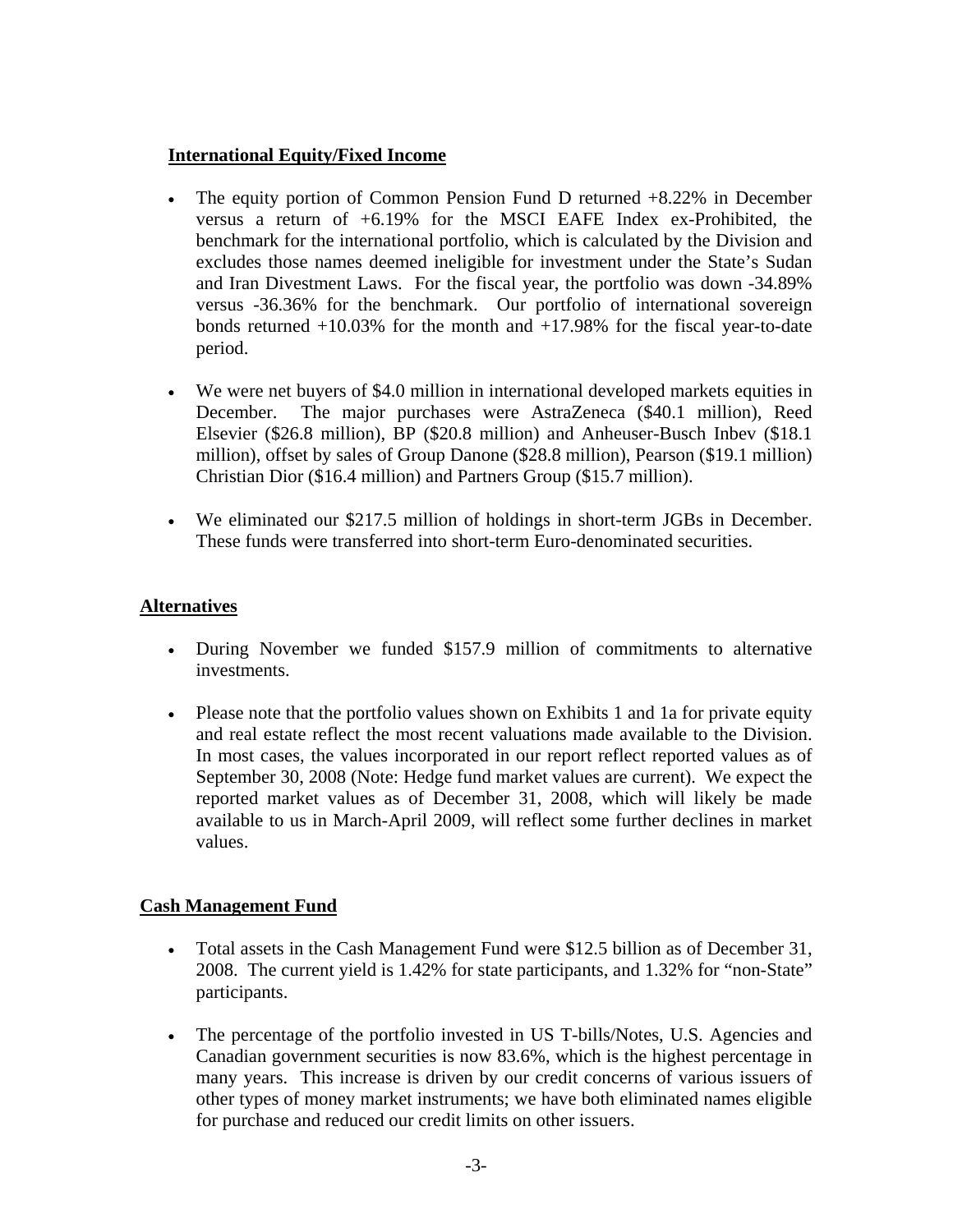## International Equity/Fixed Income

- The equity portion of Common Pension Fund D returned +8.22% in December versus a return of +6.19% for the MSCI EAFE Index ex-Prohibited, the benchmark for the international portfolio, which is calculated by the Division and excludes those names deemed ineligible for investment under the State's Sudan and Iran Divestment Laws. For the fiscal year, the portfolio was down -34.89% versus -36.36% for the benchmark. Our portfolio of international sovereign bonds returned +10.03% for the month and +17.98% for the fiscal year-to-date period.

- We were net buyers of $4.0 million in international developed markets equities in December. The major purchases were AstraZeneca ($40.1 million), Reed Elsevier ($26.8 million), BP ($20.8 million) and Anheuser-Busch Inbev ($18.1 million), offset by sales of Group Danone ($28.8 million), Pearson ($19.1 million) Christian Dior ($16.4 million) and Partners Group ($15.7 million).

- We eliminated our $217.5 million of holdings in short-term JGBs in December. These funds were transferred into short-term Euro-denominated securities.

## Alternatives

- During November we funded $157.9 million of commitments to alternative investments.

- Please note that the portfolio values shown on Exhibits 1 and 1a for private equity and real estate reflect the most recent valuations made available to the Division. In most cases, the values incorporated in our report reflect reported values as of September 30, 2008 (Note: Hedge fund market values are current). We expect the reported market values as of December 31, 2008, which will likely be made available to us in March-April 2009, will reflect some further declines in market values.

## Cash Management Fund

- Total assets in the Cash Management Fund were $12.5 billion as of December 31, 2008. The current yield is 1.42% for state participants, and 1.32% for "non-State" participants.

- The percentage of the portfolio invested in US T-bills/Notes, U.S. Agencies and Canadian government securities is now 83.6%, which is the highest percentage in many years. This increase is driven by our credit concerns of various issuers of other types of money market instruments; we have both eliminated names eligible for purchase and reduced our credit limits on other issuers.